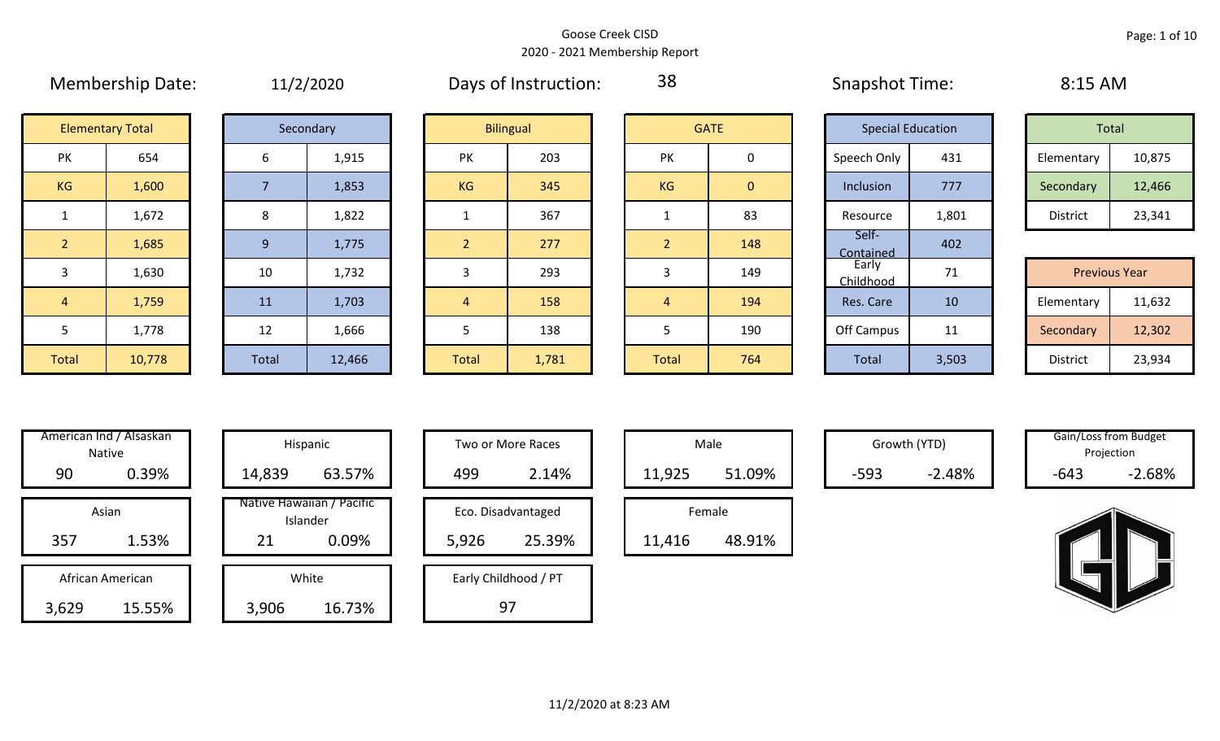Goose Creek CISD

2020 - 2021 Membership Report

Membership Date: 11/2/2020

Days of Instruction: 38

Snapshot Time: 8:15 AM

| Elementary Total | |
|---|---|
| PK | 654 |
| KG | 1,600 |
| 1 | 1,672 |
| 2 | 1,685 |
| 3 | 1,630 |
| 4 | 1,759 |
| 5 | 1,778 |
| Total | 10,778 |

| Secondary | |
|---|---|
| 6 | 1,915 |
| 7 | 1,853 |
| 8 | 1,822 |
| 9 | 1,775 |
| 10 | 1,732 |
| 11 | 1,703 |
| 12 | 1,666 |
| Total | 12,466 |

| Bilingual | |
|---|---|
| PK | 203 |
| KG | 345 |
| 1 | 367 |
| 2 | 277 |
| 3 | 293 |
| 4 | 158 |
| 5 | 138 |
| Total | 1,781 |

| GATE | |
|---|---|
| PK | 0 |
| KG | 0 |
| 1 | 83 |
| 2 | 148 |
| 3 | 149 |
| 4 | 194 |
| 5 | 190 |
| Total | 764 |

| Special Education | |
|---|---|
| Speech Only | 431 |
| Inclusion | 777 |
| Resource | 1,801 |
| Self-Contained | 402 |
| Early Childhood | 71 |
| Res. Care | 10 |
| Off Campus | 11 |
| Total | 3,503 |

| Total | |
|---|---|
| Elementary | 10,875 |
| Secondary | 12,466 |
| District | 23,341 |

| Previous Year | |
|---|---|
| Elementary | 11,632 |
| Secondary | 12,302 |
| District | 23,934 |

| Category | Count | Percent |
|---|---|---|
| American Ind / Alsaskan Native | 90 | 0.39% |
| Asian | 357 | 1.53% |
| African American | 3,629 | 15.55% |
| Hispanic | 14,839 | 63.57% |
| Native Hawaiian / Pacific Islander | 21 | 0.09% |
| White | 3,906 | 16.73% |
| Two or More Races | 499 | 2.14% |
| Eco. Disadvantaged | 5,926 | 25.39% |
| Early Childhood / PT | 97 | |
| Male | 11,925 | 51.09% |
| Female | 11,416 | 48.91% |
| Growth (YTD) | -593 | -2.48% |
| Gain/Loss from Budget Projection | -643 | -2.68% |

11/2/2020 at 8:23 AM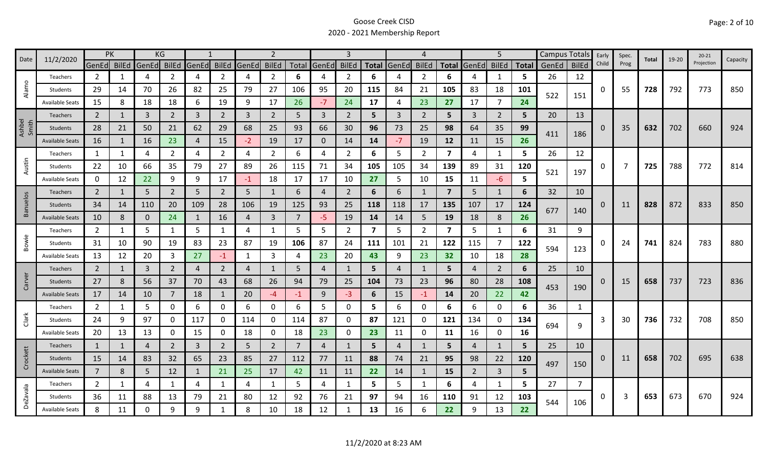# Goose Creek CISD

## 2020 - 2021 Membership Report

| Date | 11/2/2020 | PK | | KG | | 1 | | 2 | | | 3 | | | 4 | | | 5 | | | Campus Totals | | Early Child | Spec. Prog | Total | 19-20 | 20-21 Projection | Capacity |
|---|---|---|---|---|---|---|---|---|---|---|---|---|---|---|---|---|---|---|---|---|---|---|---|---|---|---|---|
| | | GenEd | BilEd | GenEd | BilEd | GenEd | BilEd | GenEd | BilEd | Total | GenEd | BilEd | Total | GenEd | BilEd | Total | GenEd | BilEd | Total | GenEd | BilEd | | | | | | |
| Alamo | Teachers | 2 | 1 | 4 | 2 | 4 | 2 | 4 | 2 | 6 | 4 | 2 | 6 | 4 | 2 | 6 | 4 | 1 | 5 | 26 | 12 | 0 | 55 | 728 | 792 | 773 | 850 |
| | Students | 29 | 14 | 70 | 26 | 82 | 25 | 79 | 27 | 106 | 95 | 20 | 115 | 84 | 21 | 105 | 83 | 18 | 101 | 522 | 151 | | | | | | |
| | Available Seats | 15 | 8 | 18 | 18 | 6 | 19 | 9 | 17 | 26 | -7 | 24 | 17 | 4 | 23 | 27 | 17 | 7 | 24 | | | | | | | | |
| Ashbel Smith | Teachers | 2 | 1 | 3 | 2 | 3 | 2 | 3 | 2 | 5 | 3 | 2 | 5 | 3 | 2 | 5 | 3 | 2 | 5 | 20 | 13 | 0 | 35 | 632 | 702 | 660 | 924 |
| | Students | 28 | 21 | 50 | 21 | 62 | 29 | 68 | 25 | 93 | 66 | 30 | 96 | 73 | 25 | 98 | 64 | 35 | 99 | 411 | 186 | | | | | | |
| | Available Seats | 16 | 1 | 16 | 23 | 4 | 15 | -2 | 19 | 17 | 0 | 14 | 14 | -7 | 19 | 12 | 11 | 15 | 26 | | | | | | | | |
| Austin | Teachers | 1 | 1 | 4 | 2 | 4 | 2 | 4 | 2 | 6 | 4 | 2 | 6 | 5 | 2 | 7 | 4 | 1 | 5 | 26 | 12 | 0 | 7 | 725 | 788 | 772 | 814 |
| | Students | 22 | 10 | 66 | 35 | 79 | 27 | 89 | 26 | 115 | 71 | 34 | 105 | 105 | 34 | 139 | 89 | 31 | 120 | 521 | 197 | | | | | | |
| | Available Seats | 0 | 12 | 22 | 9 | 9 | 17 | -1 | 18 | 17 | 17 | 10 | 27 | 5 | 10 | 15 | 11 | -6 | 5 | | | | | | | | |
| Banuelos | Teachers | 2 | 1 | 5 | 2 | 5 | 2 | 5 | 1 | 6 | 4 | 2 | 6 | 6 | 1 | 7 | 5 | 1 | 6 | 32 | 10 | 0 | 11 | 828 | 872 | 833 | 850 |
| | Students | 34 | 14 | 110 | 20 | 109 | 28 | 106 | 19 | 125 | 93 | 25 | 118 | 118 | 17 | 135 | 107 | 17 | 124 | 677 | 140 | | | | | | |
| | Available Seats | 10 | 8 | 0 | 24 | 1 | 16 | 4 | 3 | 7 | -5 | 19 | 14 | 14 | 5 | 19 | 18 | 8 | 26 | | | | | | | | |
| Bowie | Teachers | 2 | 1 | 5 | 1 | 5 | 1 | 4 | 1 | 5 | 5 | 2 | 7 | 5 | 2 | 7 | 5 | 1 | 6 | 31 | 9 | 0 | 24 | 741 | 824 | 783 | 880 |
| | Students | 31 | 10 | 90 | 19 | 83 | 23 | 87 | 19 | 106 | 87 | 24 | 111 | 101 | 21 | 122 | 115 | 7 | 122 | 594 | 123 | | | | | | |
| | Available Seats | 13 | 12 | 20 | 3 | 27 | -1 | 1 | 3 | 4 | 23 | 20 | 43 | 9 | 23 | 32 | 10 | 18 | 28 | | | | | | | | |
| Carver | Teachers | 2 | 1 | 3 | 2 | 4 | 2 | 4 | 1 | 5 | 4 | 1 | 5 | 4 | 1 | 5 | 4 | 2 | 6 | 25 | 10 | 0 | 15 | 658 | 737 | 723 | 836 |
| | Students | 27 | 8 | 56 | 37 | 70 | 43 | 68 | 26 | 94 | 79 | 25 | 104 | 73 | 23 | 96 | 80 | 28 | 108 | 453 | 190 | | | | | | |
| | Available Seats | 17 | 14 | 10 | 7 | 18 | 1 | 20 | -4 | -1 | 9 | -3 | 6 | 15 | -1 | 14 | 20 | 22 | 42 | | | | | | | | |
| Clark | Teachers | 2 | 1 | 5 | 0 | 6 | 0 | 6 | 0 | 6 | 5 | 0 | 5 | 6 | 0 | 6 | 6 | 0 | 6 | 36 | 1 | 3 | 30 | 736 | 732 | 708 | 850 |
| | Students | 24 | 9 | 97 | 0 | 117 | 0 | 114 | 0 | 114 | 87 | 0 | 87 | 121 | 0 | 121 | 134 | 0 | 134 | 694 | 9 | | | | | | |
| | Available Seats | 20 | 13 | 13 | 0 | 15 | 0 | 18 | 0 | 18 | 23 | 0 | 23 | 11 | 0 | 11 | 16 | 0 | 16 | | | | | | | | |
| Crockett | Teachers | 1 | 1 | 4 | 2 | 3 | 2 | 5 | 2 | 7 | 4 | 1 | 5 | 4 | 1 | 5 | 4 | 1 | 5 | 25 | 10 | 0 | 11 | 658 | 702 | 695 | 638 |
| | Students | 15 | 14 | 83 | 32 | 65 | 23 | 85 | 27 | 112 | 77 | 11 | 88 | 74 | 21 | 95 | 98 | 22 | 120 | 497 | 150 | | | | | | |
| | Available Seats | 7 | 8 | 5 | 12 | 1 | 21 | 25 | 17 | 42 | 11 | 11 | 22 | 14 | 1 | 15 | 2 | 3 | 5 | | | | | | | | |
| DeZavala | Teachers | 2 | 1 | 4 | 1 | 4 | 1 | 4 | 1 | 5 | 4 | 1 | 5 | 5 | 1 | 6 | 4 | 1 | 5 | 27 | 7 | 0 | 3 | 653 | 673 | 670 | 924 |
| | Students | 36 | 11 | 88 | 13 | 79 | 21 | 80 | 12 | 92 | 76 | 21 | 97 | 94 | 16 | 110 | 91 | 12 | 103 | 544 | 106 | | | | | | |
| | Available Seats | 8 | 11 | 0 | 9 | 9 | 1 | 8 | 10 | 18 | 12 | 1 | 13 | 16 | 6 | 22 | 9 | 13 | 22 | | | | | | | | |

11/2/2020 at 8:23 AM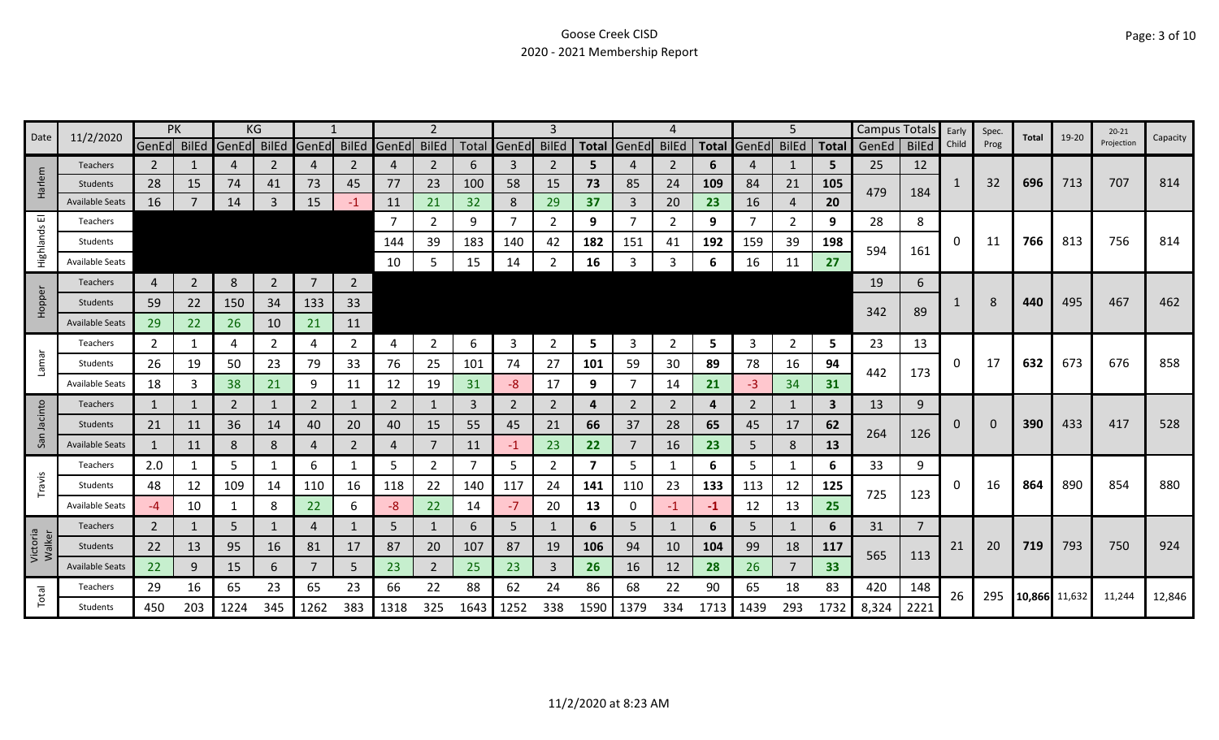Goose Creek CISD

2020 - 2021 Membership Report

| Date | 11/2/2020 | PK | | KG | | 1 | | 2 | | | 3 | | | 4 | | | 5 | | | Campus Totals | | Early Child | Spec. Prog | Total | 19-20 | 20-21 Projection | Capacity |
|---|---|---|---|---|---|---|---|---|---|---|---|---|---|---|---|---|---|---|---|---|---|---|---|---|---|---|---|
| | | GenEd | BilEd | GenEd | BilEd | GenEd | BilEd | GenEd | BilEd | Total | GenEd | BilEd | Total | GenEd | BilEd | Total | GenEd | BilEd | Total | GenEd | BilEd | | | | | | |
| Harlem | Teachers | 2 | 1 | 4 | 2 | 4 | 2 | 4 | 2 | 6 | 3 | 2 | 5 | 4 | 2 | 6 | 4 | 1 | 5 | 25 | 12 | 1 | 32 | 696 | 713 | 707 | 814 |
| | Students | 28 | 15 | 74 | 41 | 73 | 45 | 77 | 23 | 100 | 58 | 15 | 73 | 85 | 24 | 109 | 84 | 21 | 105 | 479 | 184 | | | | | | |
| | Available Seats | 16 | 7 | 14 | 3 | 15 | -1 | 11 | 21 | 32 | 8 | 29 | 37 | 3 | 20 | 23 | 16 | 4 | 20 | | | | | | | | |
| Highlands El | Teachers | | | | | | | 7 | 2 | 9 | 7 | 2 | 9 | 7 | 2 | 9 | 7 | 2 | 9 | 28 | 8 | 0 | 11 | 766 | 813 | 756 | 814 |
| | Students | | | | | | | 144 | 39 | 183 | 140 | 42 | 182 | 151 | 41 | 192 | 159 | 39 | 198 | 594 | 161 | | | | | | |
| | Available Seats | | | | | | | 10 | 5 | 15 | 14 | 2 | 16 | 3 | 3 | 6 | 16 | 11 | 27 | | | | | | | | |
| Hopper | Teachers | 4 | 2 | 8 | 2 | 7 | 2 | | | | | | | | | | | | | 19 | 6 | 1 | 8 | 440 | 495 | 467 | 462 |
| | Students | 59 | 22 | 150 | 34 | 133 | 33 | | | | | | | | | | | | | 342 | 89 | | | | | | |
| | Available Seats | 29 | 22 | 26 | 10 | 21 | 11 | | | | | | | | | | | | | | | | | | | | |
| Lamar | Teachers | 2 | 1 | 4 | 2 | 4 | 2 | 4 | 2 | 6 | 3 | 2 | 5 | 3 | 2 | 5 | 3 | 2 | 5 | 23 | 13 | 0 | 17 | 632 | 673 | 676 | 858 |
| | Students | 26 | 19 | 50 | 23 | 79 | 33 | 76 | 25 | 101 | 74 | 27 | 101 | 59 | 30 | 89 | 78 | 16 | 94 | 442 | 173 | | | | | | |
| | Available Seats | 18 | 3 | 38 | 21 | 9 | 11 | 12 | 19 | 31 | -8 | 17 | 9 | 7 | 14 | 21 | -3 | 34 | 31 | | | | | | | | |
| San Jacinto | Teachers | 1 | 1 | 2 | 1 | 2 | 1 | 2 | 1 | 3 | 2 | 2 | 4 | 2 | 2 | 4 | 2 | 1 | 3 | 13 | 9 | 0 | 0 | 390 | 433 | 417 | 528 |
| | Students | 21 | 11 | 36 | 14 | 40 | 20 | 40 | 15 | 55 | 45 | 21 | 66 | 37 | 28 | 65 | 45 | 17 | 62 | 264 | 126 | | | | | | |
| | Available Seats | 1 | 11 | 8 | 8 | 4 | 2 | 4 | 7 | 11 | -1 | 23 | 22 | 7 | 16 | 23 | 5 | 8 | 13 | | | | | | | | |
| Travis | Teachers | 2.0 | 1 | 5 | 1 | 6 | 1 | 5 | 2 | 7 | 5 | 2 | 7 | 5 | 1 | 6 | 5 | 1 | 6 | 33 | 9 | 0 | 16 | 864 | 890 | 854 | 880 |
| | Students | 48 | 12 | 109 | 14 | 110 | 16 | 118 | 22 | 140 | 117 | 24 | 141 | 110 | 23 | 133 | 113 | 12 | 125 | 725 | 123 | | | | | | |
| | Available Seats | -4 | 10 | 1 | 8 | 22 | 6 | -8 | 22 | 14 | -7 | 20 | 13 | 0 | -1 | -1 | 12 | 13 | 25 | | | | | | | | |
| Victoria Walker | Teachers | 2 | 1 | 5 | 1 | 4 | 1 | 5 | 1 | 6 | 5 | 1 | 6 | 5 | 1 | 6 | 5 | 1 | 6 | 31 | 7 | 21 | 20 | 719 | 793 | 750 | 924 |
| | Students | 22 | 13 | 95 | 16 | 81 | 17 | 87 | 20 | 107 | 87 | 19 | 106 | 94 | 10 | 104 | 99 | 18 | 117 | 565 | 113 | | | | | | |
| | Available Seats | 22 | 9 | 15 | 6 | 7 | 5 | 23 | 2 | 25 | 23 | 3 | 26 | 16 | 12 | 28 | 26 | 7 | 33 | | | | | | | | |
| Total | Teachers | 29 | 16 | 65 | 23 | 65 | 23 | 66 | 22 | 88 | 62 | 24 | 86 | 68 | 22 | 90 | 65 | 18 | 83 | 420 | 148 | 26 | 295 | 10,866 | 11,632 | 11,244 | 12,846 |
| | Students | 450 | 203 | 1224 | 345 | 1262 | 383 | 1318 | 325 | 1643 | 1252 | 338 | 1590 | 1379 | 334 | 1713 | 1439 | 293 | 1732 | 8,324 | 2221 | | | | | | |

11/2/2020 at 8:23 AM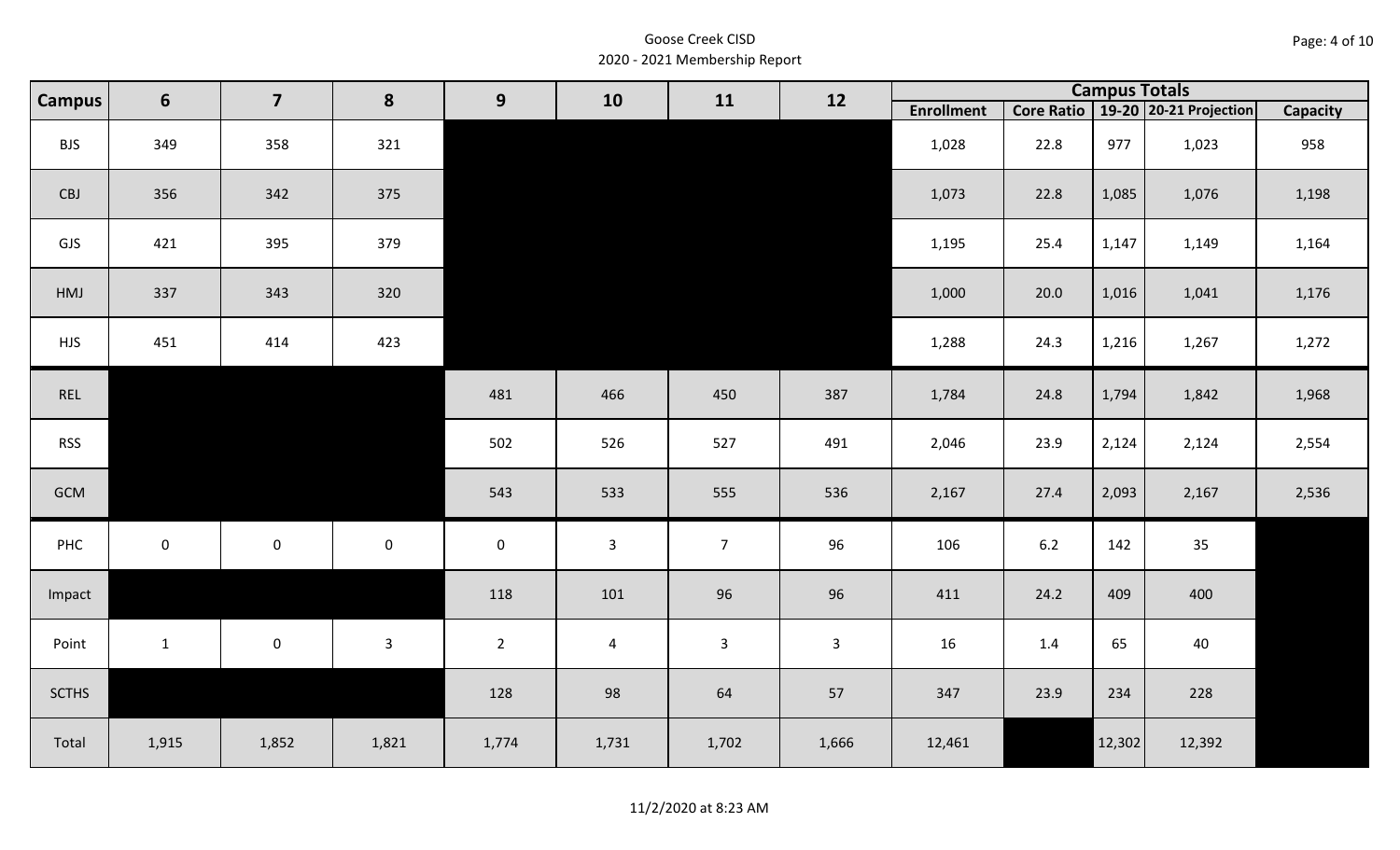Goose Creek CISD
2020 - 2021 Membership Report

| Campus | 6 | 7 | 8 | 9 | 10 | 11 | 12 | Campus Totals | | | | |
|---|---|---|---|---|---|---|---|---|---|---|---|---|
| | | | | | | | | Enrollment | Core Ratio | 19-20 | 20-21 Projection | Capacity |
| BJS | 349 | 358 | 321 | | | | | 1,028 | 22.8 | 977 | 1,023 | 958 |
| CBJ | 356 | 342 | 375 | | | | | 1,073 | 22.8 | 1,085 | 1,076 | 1,198 |
| GJS | 421 | 395 | 379 | | | | | 1,195 | 25.4 | 1,147 | 1,149 | 1,164 |
| HMJ | 337 | 343 | 320 | | | | | 1,000 | 20.0 | 1,016 | 1,041 | 1,176 |
| HJS | 451 | 414 | 423 | | | | | 1,288 | 24.3 | 1,216 | 1,267 | 1,272 |
| REL | | | | 481 | 466 | 450 | 387 | 1,784 | 24.8 | 1,794 | 1,842 | 1,968 |
| RSS | | | | 502 | 526 | 527 | 491 | 2,046 | 23.9 | 2,124 | 2,124 | 2,554 |
| GCM | | | | 543 | 533 | 555 | 536 | 2,167 | 27.4 | 2,093 | 2,167 | 2,536 |
| PHC | 0 | 0 | 0 | 0 | 3 | 7 | 96 | 106 | 6.2 | 142 | 35 | |
| Impact | | | | 118 | 101 | 96 | 96 | 411 | 24.2 | 409 | 400 | |
| Point | 1 | 0 | 3 | 2 | 4 | 3 | 3 | 16 | 1.4 | 65 | 40 | |
| SCTHS | | | | 128 | 98 | 64 | 57 | 347 | 23.9 | 234 | 228 | |
| Total | 1,915 | 1,852 | 1,821 | 1,774 | 1,731 | 1,702 | 1,666 | 12,461 | | 12,302 | 12,392 | |

11/2/2020 at 8:23 AM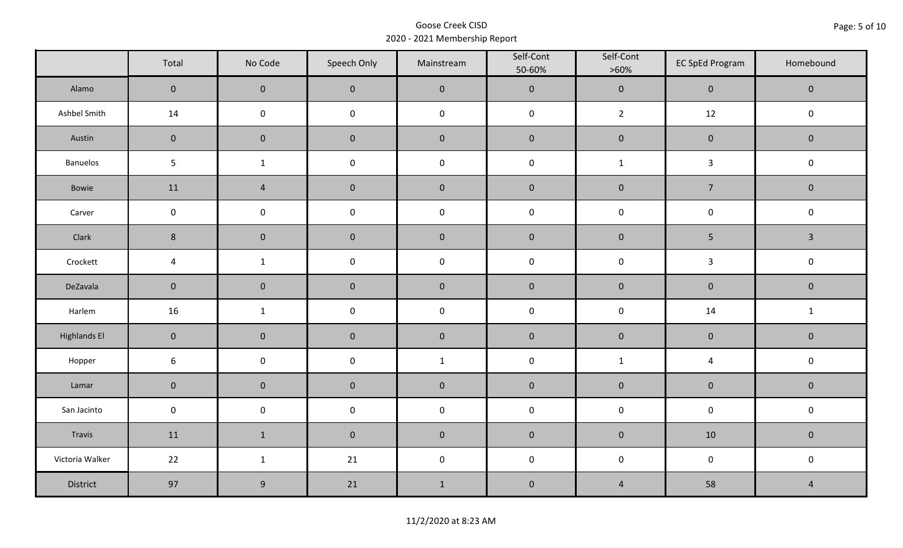Goose Creek CISD
2020 - 2021 Membership Report

| | Total | No Code | Speech Only | Mainstream | Self-Cont 50-60% | Self-Cont >60% | EC SpEd Program | Homebound |
|---|---|---|---|---|---|---|---|---|
| Alamo | 0 | 0 | 0 | 0 | 0 | 0 | 0 | 0 |
| Ashbel Smith | 14 | 0 | 0 | 0 | 0 | 2 | 12 | 0 |
| Austin | 0 | 0 | 0 | 0 | 0 | 0 | 0 | 0 |
| Banuelos | 5 | 1 | 0 | 0 | 0 | 1 | 3 | 0 |
| Bowie | 11 | 4 | 0 | 0 | 0 | 0 | 7 | 0 |
| Carver | 0 | 0 | 0 | 0 | 0 | 0 | 0 | 0 |
| Clark | 8 | 0 | 0 | 0 | 0 | 0 | 5 | 3 |
| Crockett | 4 | 1 | 0 | 0 | 0 | 0 | 3 | 0 |
| DeZavala | 0 | 0 | 0 | 0 | 0 | 0 | 0 | 0 |
| Harlem | 16 | 1 | 0 | 0 | 0 | 0 | 14 | 1 |
| Highlands El | 0 | 0 | 0 | 0 | 0 | 0 | 0 | 0 |
| Hopper | 6 | 0 | 0 | 1 | 0 | 1 | 4 | 0 |
| Lamar | 0 | 0 | 0 | 0 | 0 | 0 | 0 | 0 |
| San Jacinto | 0 | 0 | 0 | 0 | 0 | 0 | 0 | 0 |
| Travis | 11 | 1 | 0 | 0 | 0 | 0 | 10 | 0 |
| Victoria Walker | 22 | 1 | 21 | 0 | 0 | 0 | 0 | 0 |
| District | 97 | 9 | 21 | 1 | 0 | 4 | 58 | 4 |

11/2/2020 at 8:23 AM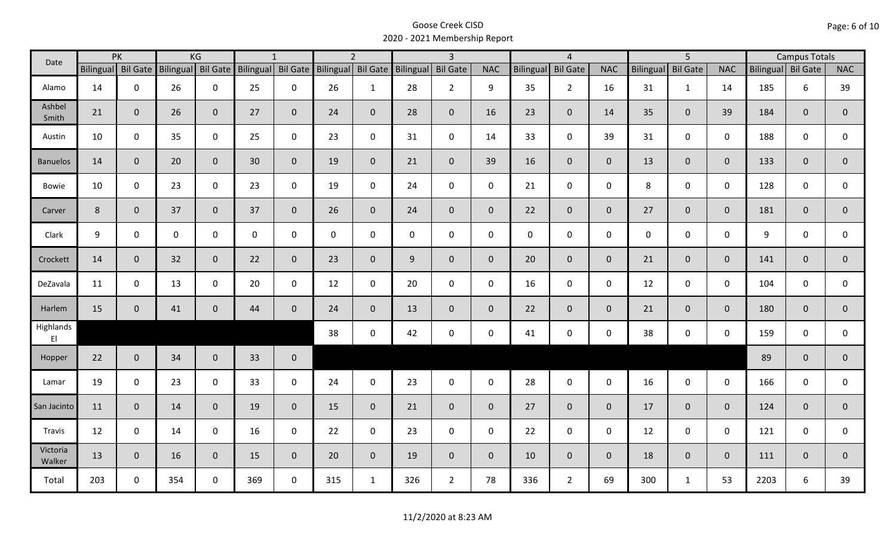# Goose Creek CISD
## 2020 - 2021 Membership Report

| Date | PK | | KG | | 1 | | 2 | | 3 | | | 4 | | | 5 | | | Campus Totals | | |
|---|---|---|---|---|---|---|---|---|---|---|---|---|---|---|---|---|---|---|---|---|
| | Bilingual | Bil Gate | Bilingual | Bil Gate | Bilingual | Bil Gate | Bilingual | Bil Gate | Bilingual | Bil Gate | NAC | Bilingual | Bil Gate | NAC | Bilingual | Bil Gate | NAC | Bilingual | Bil Gate | NAC |
| Alamo | 14 | 0 | 26 | 0 | 25 | 0 | 26 | 1 | 28 | 2 | 9 | 35 | 2 | 16 | 31 | 1 | 14 | 185 | 6 | 39 |
| Ashbel Smith | 21 | 0 | 26 | 0 | 27 | 0 | 24 | 0 | 28 | 0 | 16 | 23 | 0 | 14 | 35 | 0 | 39 | 184 | 0 | 0 |
| Austin | 10 | 0 | 35 | 0 | 25 | 0 | 23 | 0 | 31 | 0 | 14 | 33 | 0 | 39 | 31 | 0 | 0 | 188 | 0 | 0 |
| Banuelos | 14 | 0 | 20 | 0 | 30 | 0 | 19 | 0 | 21 | 0 | 39 | 16 | 0 | 0 | 13 | 0 | 0 | 133 | 0 | 0 |
| Bowie | 10 | 0 | 23 | 0 | 23 | 0 | 19 | 0 | 24 | 0 | 0 | 21 | 0 | 0 | 8 | 0 | 0 | 128 | 0 | 0 |
| Carver | 8 | 0 | 37 | 0 | 37 | 0 | 26 | 0 | 24 | 0 | 0 | 22 | 0 | 0 | 27 | 0 | 0 | 181 | 0 | 0 |
| Clark | 9 | 0 | 0 | 0 | 0 | 0 | 0 | 0 | 0 | 0 | 0 | 0 | 0 | 0 | 0 | 0 | 0 | 9 | 0 | 0 |
| Crockett | 14 | 0 | 32 | 0 | 22 | 0 | 23 | 0 | 9 | 0 | 0 | 20 | 0 | 0 | 21 | 0 | 0 | 141 | 0 | 0 |
| DeZavala | 11 | 0 | 13 | 0 | 20 | 0 | 12 | 0 | 20 | 0 | 0 | 16 | 0 | 0 | 12 | 0 | 0 | 104 | 0 | 0 |
| Harlem | 15 | 0 | 41 | 0 | 44 | 0 | 24 | 0 | 13 | 0 | 0 | 22 | 0 | 0 | 21 | 0 | 0 | 180 | 0 | 0 |
| Highlands El | | | | | | | 38 | 0 | 42 | 0 | 0 | 41 | 0 | 0 | 38 | 0 | 0 | 159 | 0 | 0 |
| Hopper | 22 | 0 | 34 | 0 | 33 | 0 | | | | | | | | | | | | 89 | 0 | 0 |
| Lamar | 19 | 0 | 23 | 0 | 33 | 0 | 24 | 0 | 23 | 0 | 0 | 28 | 0 | 0 | 16 | 0 | 0 | 166 | 0 | 0 |
| San Jacinto | 11 | 0 | 14 | 0 | 19 | 0 | 15 | 0 | 21 | 0 | 0 | 27 | 0 | 0 | 17 | 0 | 0 | 124 | 0 | 0 |
| Travis | 12 | 0 | 14 | 0 | 16 | 0 | 22 | 0 | 23 | 0 | 0 | 22 | 0 | 0 | 12 | 0 | 0 | 121 | 0 | 0 |
| Victoria Walker | 13 | 0 | 16 | 0 | 15 | 0 | 20 | 0 | 19 | 0 | 0 | 10 | 0 | 0 | 18 | 0 | 0 | 111 | 0 | 0 |
| Total | 203 | 0 | 354 | 0 | 369 | 0 | 315 | 1 | 326 | 2 | 78 | 336 | 2 | 69 | 300 | 1 | 53 | 2203 | 6 | 39 |

11/2/2020 at 8:23 AM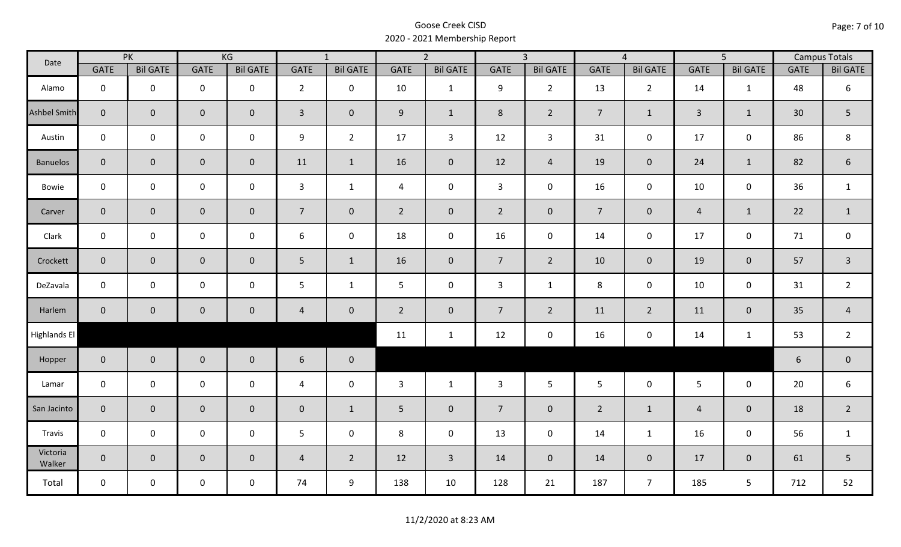# Goose Creek CISD
## 2020 - 2021 Membership Report

| Date | PK | | KG | | 1 | | 2 | | 3 | | 4 | | 5 | | Campus Totals | |
|---|---|---|---|---|---|---|---|---|---|---|---|---|---|---|---|---|
| | GATE | Bil GATE | GATE | Bil GATE | GATE | Bil GATE | GATE | Bil GATE | GATE | Bil GATE | GATE | Bil GATE | GATE | Bil GATE | GATE | Bil GATE |
| Alamo | 0 | 0 | 0 | 0 | 2 | 0 | 10 | 1 | 9 | 2 | 13 | 2 | 14 | 1 | 48 | 6 |
| Ashbel Smith | 0 | 0 | 0 | 0 | 3 | 0 | 9 | 1 | 8 | 2 | 7 | 1 | 3 | 1 | 30 | 5 |
| Austin | 0 | 0 | 0 | 0 | 9 | 2 | 17 | 3 | 12 | 3 | 31 | 0 | 17 | 0 | 86 | 8 |
| Banuelos | 0 | 0 | 0 | 0 | 11 | 1 | 16 | 0 | 12 | 4 | 19 | 0 | 24 | 1 | 82 | 6 |
| Bowie | 0 | 0 | 0 | 0 | 3 | 1 | 4 | 0 | 3 | 0 | 16 | 0 | 10 | 0 | 36 | 1 |
| Carver | 0 | 0 | 0 | 0 | 7 | 0 | 2 | 0 | 2 | 0 | 7 | 0 | 4 | 1 | 22 | 1 |
| Clark | 0 | 0 | 0 | 0 | 6 | 0 | 18 | 0 | 16 | 0 | 14 | 0 | 17 | 0 | 71 | 0 |
| Crockett | 0 | 0 | 0 | 0 | 5 | 1 | 16 | 0 | 7 | 2 | 10 | 0 | 19 | 0 | 57 | 3 |
| DeZavala | 0 | 0 | 0 | 0 | 5 | 1 | 5 | 0 | 3 | 1 | 8 | 0 | 10 | 0 | 31 | 2 |
| Harlem | 0 | 0 | 0 | 0 | 4 | 0 | 2 | 0 | 7 | 2 | 11 | 2 | 11 | 0 | 35 | 4 |
| Highlands El | | | | | | | 11 | 1 | 12 | 0 | 16 | 0 | 14 | 1 | 53 | 2 |
| Hopper | 0 | 0 | 0 | 0 | 6 | 0 | | | | | | | | | 6 | 0 |
| Lamar | 0 | 0 | 0 | 0 | 4 | 0 | 3 | 1 | 3 | 5 | 5 | 0 | 5 | 0 | 20 | 6 |
| San Jacinto | 0 | 0 | 0 | 0 | 0 | 1 | 5 | 0 | 7 | 0 | 2 | 1 | 4 | 0 | 18 | 2 |
| Travis | 0 | 0 | 0 | 0 | 5 | 0 | 8 | 0 | 13 | 0 | 14 | 1 | 16 | 0 | 56 | 1 |
| Victoria Walker | 0 | 0 | 0 | 0 | 4 | 2 | 12 | 3 | 14 | 0 | 14 | 0 | 17 | 0 | 61 | 5 |
| Total | 0 | 0 | 0 | 0 | 74 | 9 | 138 | 10 | 128 | 21 | 187 | 7 | 185 | 5 | 712 | 52 |

11/2/2020 at 8:23 AM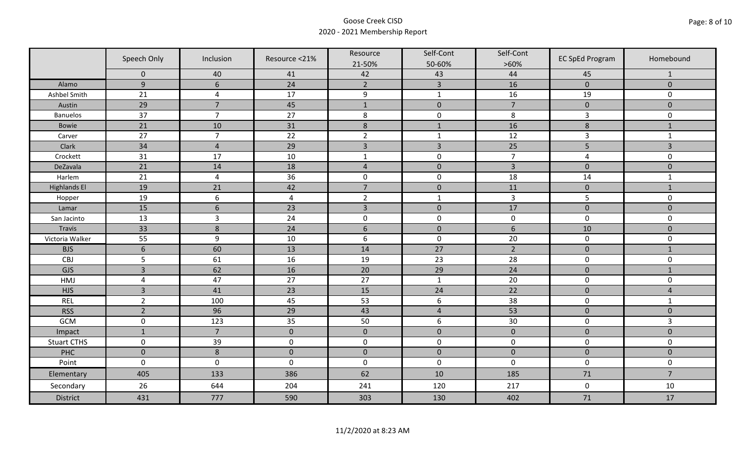# Goose Creek CISD
## 2020 - 2021 Membership Report

| | Speech Only | Inclusion | Resource <21% | Resource 21-50% | Self-Cont 50-60% | Self-Cont >60% | EC SpEd Program | Homebound |
|---|---|---|---|---|---|---|---|---|
| | 0 | 40 | 41 | 42 | 43 | 44 | 45 | 1 |
| Alamo | 9 | 6 | 24 | 2 | 3 | 16 | 0 | 0 |
| Ashbel Smith | 21 | 4 | 17 | 9 | 1 | 16 | 19 | 0 |
| Austin | 29 | 7 | 45 | 1 | 0 | 7 | 0 | 0 |
| Banuelos | 37 | 7 | 27 | 8 | 0 | 8 | 3 | 0 |
| Bowie | 21 | 10 | 31 | 8 | 1 | 16 | 8 | 1 |
| Carver | 27 | 7 | 22 | 2 | 1 | 12 | 3 | 1 |
| Clark | 34 | 4 | 29 | 3 | 3 | 25 | 5 | 3 |
| Crockett | 31 | 17 | 10 | 1 | 0 | 7 | 4 | 0 |
| DeZavala | 21 | 14 | 18 | 4 | 0 | 3 | 0 | 0 |
| Harlem | 21 | 4 | 36 | 0 | 0 | 18 | 14 | 1 |
| Highlands El | 19 | 21 | 42 | 7 | 0 | 11 | 0 | 1 |
| Hopper | 19 | 6 | 4 | 2 | 1 | 3 | 5 | 0 |
| Lamar | 15 | 6 | 23 | 3 | 0 | 17 | 0 | 0 |
| San Jacinto | 13 | 3 | 24 | 0 | 0 | 0 | 0 | 0 |
| Travis | 33 | 8 | 24 | 6 | 0 | 6 | 10 | 0 |
| Victoria Walker | 55 | 9 | 10 | 6 | 0 | 20 | 0 | 0 |
| BJS | 6 | 60 | 13 | 14 | 27 | 2 | 0 | 1 |
| CBJ | 5 | 61 | 16 | 19 | 23 | 28 | 0 | 0 |
| GJS | 3 | 62 | 16 | 20 | 29 | 24 | 0 | 1 |
| HMJ | 4 | 47 | 27 | 27 | 1 | 20 | 0 | 0 |
| HJS | 3 | 41 | 23 | 15 | 24 | 22 | 0 | 4 |
| REL | 2 | 100 | 45 | 53 | 6 | 38 | 0 | 1 |
| RSS | 2 | 96 | 29 | 43 | 4 | 53 | 0 | 0 |
| GCM | 0 | 123 | 35 | 50 | 6 | 30 | 0 | 3 |
| Impact | 1 | 7 | 0 | 0 | 0 | 0 | 0 | 0 |
| Stuart CTHS | 0 | 39 | 0 | 0 | 0 | 0 | 0 | 0 |
| PHC | 0 | 8 | 0 | 0 | 0 | 0 | 0 | 0 |
| Point | 0 | 0 | 0 | 0 | 0 | 0 | 0 | 0 |
| Elementary | 405 | 133 | 386 | 62 | 10 | 185 | 71 | 7 |
| Secondary | 26 | 644 | 204 | 241 | 120 | 217 | 0 | 10 |
| District | 431 | 777 | 590 | 303 | 130 | 402 | 71 | 17 |

11/2/2020 at 8:23 AM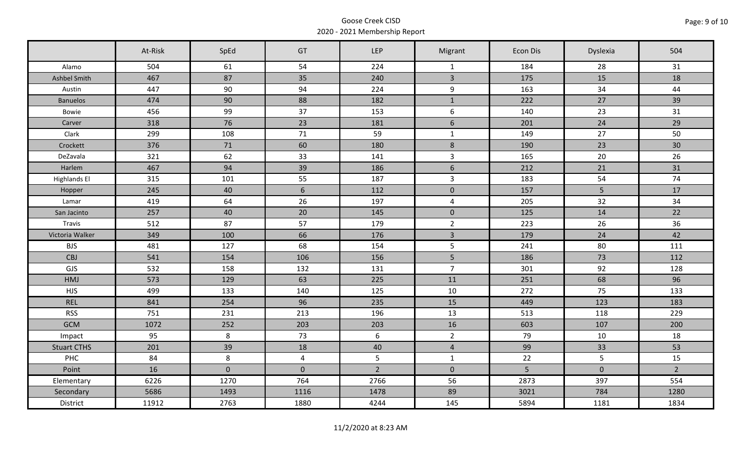Goose Creek CISD
2020 - 2021 Membership Report

| | At-Risk | SpEd | GT | LEP | Migrant | Econ Dis | Dyslexia | 504 |
|---|---|---|---|---|---|---|---|---|
| Alamo | 504 | 61 | 54 | 224 | 1 | 184 | 28 | 31 |
| Ashbel Smith | 467 | 87 | 35 | 240 | 3 | 175 | 15 | 18 |
| Austin | 447 | 90 | 94 | 224 | 9 | 163 | 34 | 44 |
| Banuelos | 474 | 90 | 88 | 182 | 1 | 222 | 27 | 39 |
| Bowie | 456 | 99 | 37 | 153 | 6 | 140 | 23 | 31 |
| Carver | 318 | 76 | 23 | 181 | 6 | 201 | 24 | 29 |
| Clark | 299 | 108 | 71 | 59 | 1 | 149 | 27 | 50 |
| Crockett | 376 | 71 | 60 | 180 | 8 | 190 | 23 | 30 |
| DeZavala | 321 | 62 | 33 | 141 | 3 | 165 | 20 | 26 |
| Harlem | 467 | 94 | 39 | 186 | 6 | 212 | 21 | 31 |
| Highlands El | 315 | 101 | 55 | 187 | 3 | 183 | 54 | 74 |
| Hopper | 245 | 40 | 6 | 112 | 0 | 157 | 5 | 17 |
| Lamar | 419 | 64 | 26 | 197 | 4 | 205 | 32 | 34 |
| San Jacinto | 257 | 40 | 20 | 145 | 0 | 125 | 14 | 22 |
| Travis | 512 | 87 | 57 | 179 | 2 | 223 | 26 | 36 |
| Victoria Walker | 349 | 100 | 66 | 176 | 3 | 179 | 24 | 42 |
| BJS | 481 | 127 | 68 | 154 | 5 | 241 | 80 | 111 |
| CBJ | 541 | 154 | 106 | 156 | 5 | 186 | 73 | 112 |
| GJS | 532 | 158 | 132 | 131 | 7 | 301 | 92 | 128 |
| HMJ | 573 | 129 | 63 | 225 | 11 | 251 | 68 | 96 |
| HJS | 499 | 133 | 140 | 125 | 10 | 272 | 75 | 133 |
| REL | 841 | 254 | 96 | 235 | 15 | 449 | 123 | 183 |
| RSS | 751 | 231 | 213 | 196 | 13 | 513 | 118 | 229 |
| GCM | 1072 | 252 | 203 | 203 | 16 | 603 | 107 | 200 |
| Impact | 95 | 8 | 73 | 6 | 2 | 79 | 10 | 18 |
| Stuart CTHS | 201 | 39 | 18 | 40 | 4 | 99 | 33 | 53 |
| PHC | 84 | 8 | 4 | 5 | 1 | 22 | 5 | 15 |
| Point | 16 | 0 | 0 | 2 | 0 | 5 | 0 | 2 |
| Elementary | 6226 | 1270 | 764 | 2766 | 56 | 2873 | 397 | 554 |
| Secondary | 5686 | 1493 | 1116 | 1478 | 89 | 3021 | 784 | 1280 |
| District | 11912 | 2763 | 1880 | 4244 | 145 | 5894 | 1181 | 1834 |

11/2/2020 at 8:23 AM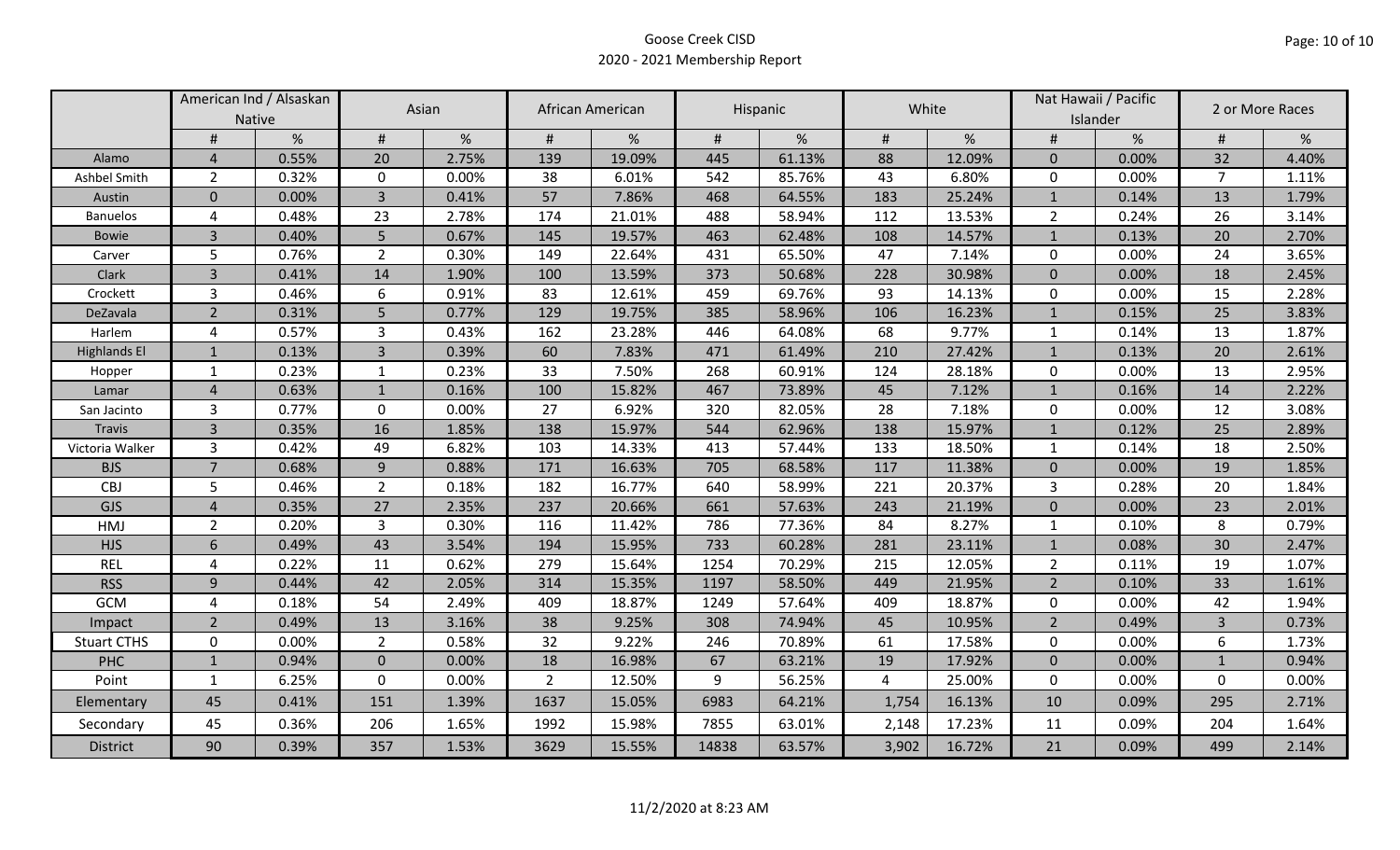Goose Creek CISD

2020 - 2021 Membership Report

| | American Ind / Alsaskan Native | | Asian | | African American | | Hispanic | | White | | Nat Hawaii / Pacific Islander | | 2 or More Races | |
|---|---|---|---|---|---|---|---|---|---|---|---|---|---|---|
| | # | % | # | % | # | % | # | % | # | % | # | % | # | % |
| Alamo | 4 | 0.55% | 20 | 2.75% | 139 | 19.09% | 445 | 61.13% | 88 | 12.09% | 0 | 0.00% | 32 | 4.40% |
| Ashbel Smith | 2 | 0.32% | 0 | 0.00% | 38 | 6.01% | 542 | 85.76% | 43 | 6.80% | 0 | 0.00% | 7 | 1.11% |
| Austin | 0 | 0.00% | 3 | 0.41% | 57 | 7.86% | 468 | 64.55% | 183 | 25.24% | 1 | 0.14% | 13 | 1.79% |
| Banuelos | 4 | 0.48% | 23 | 2.78% | 174 | 21.01% | 488 | 58.94% | 112 | 13.53% | 2 | 0.24% | 26 | 3.14% |
| Bowie | 3 | 0.40% | 5 | 0.67% | 145 | 19.57% | 463 | 62.48% | 108 | 14.57% | 1 | 0.13% | 20 | 2.70% |
| Carver | 5 | 0.76% | 2 | 0.30% | 149 | 22.64% | 431 | 65.50% | 47 | 7.14% | 0 | 0.00% | 24 | 3.65% |
| Clark | 3 | 0.41% | 14 | 1.90% | 100 | 13.59% | 373 | 50.68% | 228 | 30.98% | 0 | 0.00% | 18 | 2.45% |
| Crockett | 3 | 0.46% | 6 | 0.91% | 83 | 12.61% | 459 | 69.76% | 93 | 14.13% | 0 | 0.00% | 15 | 2.28% |
| DeZavala | 2 | 0.31% | 5 | 0.77% | 129 | 19.75% | 385 | 58.96% | 106 | 16.23% | 1 | 0.15% | 25 | 3.83% |
| Harlem | 4 | 0.57% | 3 | 0.43% | 162 | 23.28% | 446 | 64.08% | 68 | 9.77% | 1 | 0.14% | 13 | 1.87% |
| Highlands El | 1 | 0.13% | 3 | 0.39% | 60 | 7.83% | 471 | 61.49% | 210 | 27.42% | 1 | 0.13% | 20 | 2.61% |
| Hopper | 1 | 0.23% | 1 | 0.23% | 33 | 7.50% | 268 | 60.91% | 124 | 28.18% | 0 | 0.00% | 13 | 2.95% |
| Lamar | 4 | 0.63% | 1 | 0.16% | 100 | 15.82% | 467 | 73.89% | 45 | 7.12% | 1 | 0.16% | 14 | 2.22% |
| San Jacinto | 3 | 0.77% | 0 | 0.00% | 27 | 6.92% | 320 | 82.05% | 28 | 7.18% | 0 | 0.00% | 12 | 3.08% |
| Travis | 3 | 0.35% | 16 | 1.85% | 138 | 15.97% | 544 | 62.96% | 138 | 15.97% | 1 | 0.12% | 25 | 2.89% |
| Victoria Walker | 3 | 0.42% | 49 | 6.82% | 103 | 14.33% | 413 | 57.44% | 133 | 18.50% | 1 | 0.14% | 18 | 2.50% |
| BJS | 7 | 0.68% | 9 | 0.88% | 171 | 16.63% | 705 | 68.58% | 117 | 11.38% | 0 | 0.00% | 19 | 1.85% |
| CBJ | 5 | 0.46% | 2 | 0.18% | 182 | 16.77% | 640 | 58.99% | 221 | 20.37% | 3 | 0.28% | 20 | 1.84% |
| GJS | 4 | 0.35% | 27 | 2.35% | 237 | 20.66% | 661 | 57.63% | 243 | 21.19% | 0 | 0.00% | 23 | 2.01% |
| HMJ | 2 | 0.20% | 3 | 0.30% | 116 | 11.42% | 786 | 77.36% | 84 | 8.27% | 1 | 0.10% | 8 | 0.79% |
| HJS | 6 | 0.49% | 43 | 3.54% | 194 | 15.95% | 733 | 60.28% | 281 | 23.11% | 1 | 0.08% | 30 | 2.47% |
| REL | 4 | 0.22% | 11 | 0.62% | 279 | 15.64% | 1254 | 70.29% | 215 | 12.05% | 2 | 0.11% | 19 | 1.07% |
| RSS | 9 | 0.44% | 42 | 2.05% | 314 | 15.35% | 1197 | 58.50% | 449 | 21.95% | 2 | 0.10% | 33 | 1.61% |
| GCM | 4 | 0.18% | 54 | 2.49% | 409 | 18.87% | 1249 | 57.64% | 409 | 18.87% | 0 | 0.00% | 42 | 1.94% |
| Impact | 2 | 0.49% | 13 | 3.16% | 38 | 9.25% | 308 | 74.94% | 45 | 10.95% | 2 | 0.49% | 3 | 0.73% |
| Stuart CTHS | 0 | 0.00% | 2 | 0.58% | 32 | 9.22% | 246 | 70.89% | 61 | 17.58% | 0 | 0.00% | 6 | 1.73% |
| PHC | 1 | 0.94% | 0 | 0.00% | 18 | 16.98% | 67 | 63.21% | 19 | 17.92% | 0 | 0.00% | 1 | 0.94% |
| Point | 1 | 6.25% | 0 | 0.00% | 2 | 12.50% | 9 | 56.25% | 4 | 25.00% | 0 | 0.00% | 0 | 0.00% |
| Elementary | 45 | 0.41% | 151 | 1.39% | 1637 | 15.05% | 6983 | 64.21% | 1,754 | 16.13% | 10 | 0.09% | 295 | 2.71% |
| Secondary | 45 | 0.36% | 206 | 1.65% | 1992 | 15.98% | 7855 | 63.01% | 2,148 | 17.23% | 11 | 0.09% | 204 | 1.64% |
| District | 90 | 0.39% | 357 | 1.53% | 3629 | 15.55% | 14838 | 63.57% | 3,902 | 16.72% | 21 | 0.09% | 499 | 2.14% |

11/2/2020 at 8:23 AM